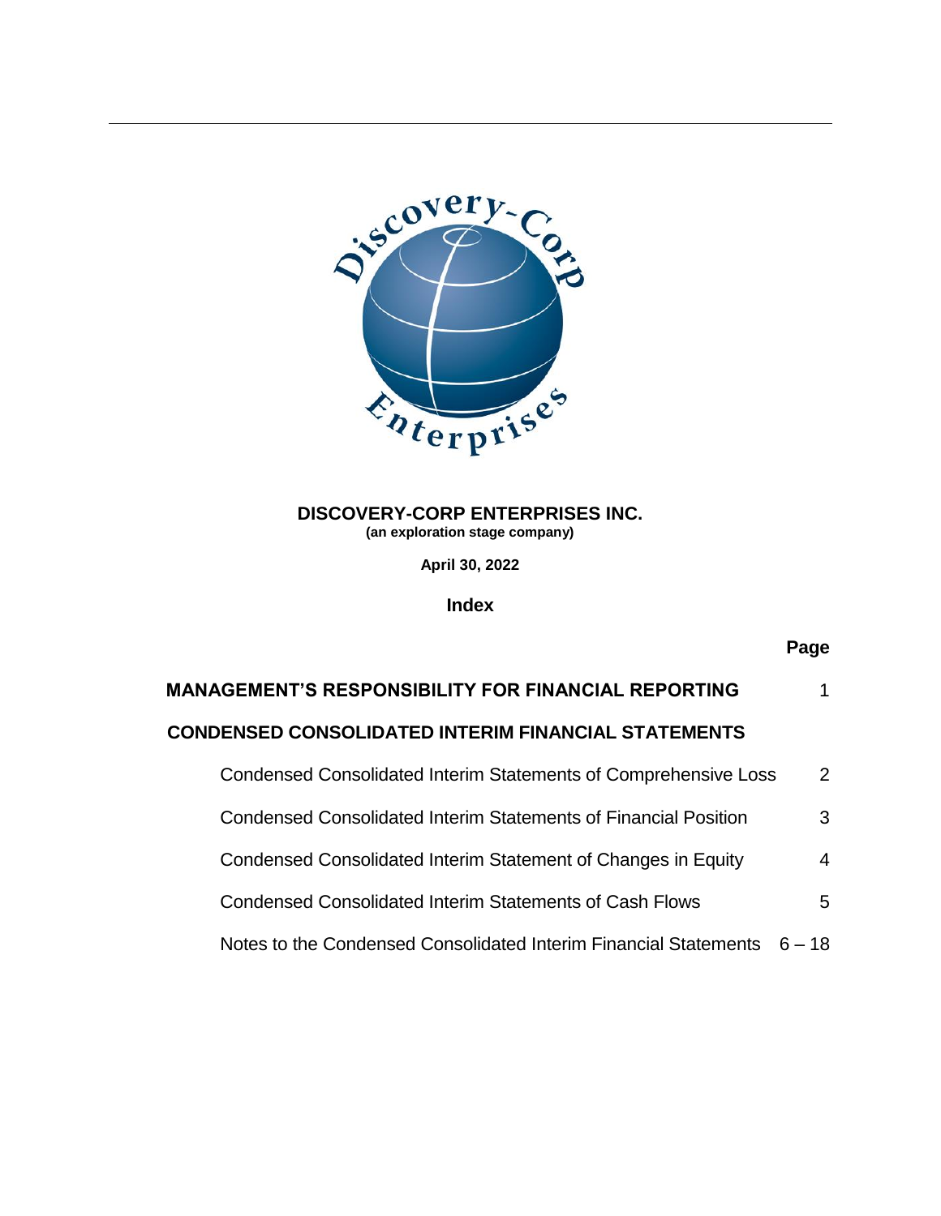# DISCOVERY-CORP ENTERPRISES INC.

**(an exploration stage company)**

**April 30, 2022**

## Index

| | Page |
|---|---|
| **MANAGEMENT'S RESPONSIBILITY FOR FINANCIAL REPORTING** | 1 |
| **CONDENSED CONSOLIDATED INTERIM FINANCIAL STATEMENTS** | |
| Condensed Consolidated Interim Statements of Comprehensive Loss | 2 |
| Condensed Consolidated Interim Statements of Financial Position | 3 |
| Condensed Consolidated Interim Statement of Changes in Equity | 4 |
| Condensed Consolidated Interim Statements of Cash Flows | 5 |
| Notes to the Condensed Consolidated Interim Financial Statements | 6 – 18 |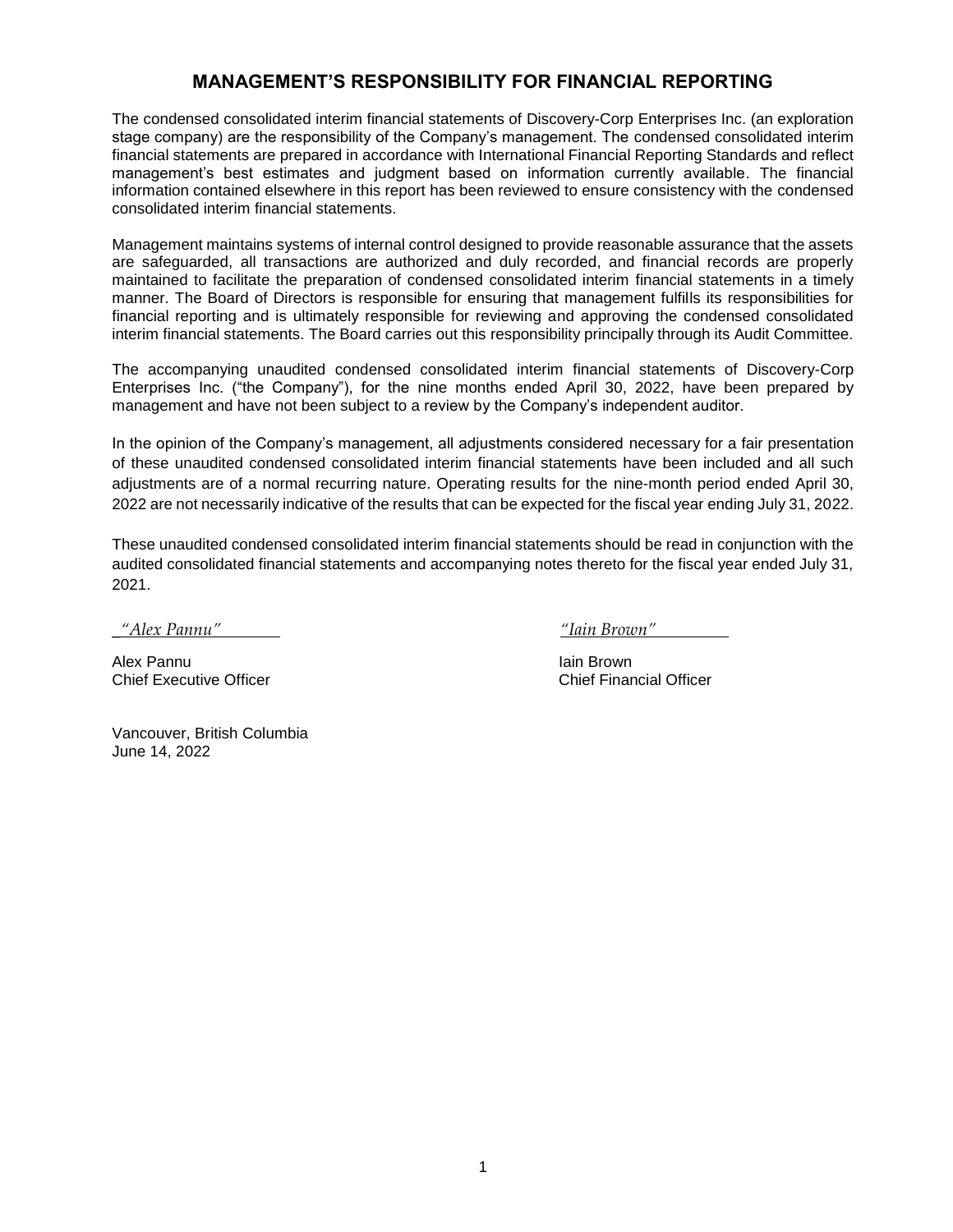# MANAGEMENT'S RESPONSIBILITY FOR FINANCIAL REPORTING

The condensed consolidated interim financial statements of Discovery-Corp Enterprises Inc. (an exploration stage company) are the responsibility of the Company's management. The condensed consolidated interim financial statements are prepared in accordance with International Financial Reporting Standards and reflect management's best estimates and judgment based on information currently available. The financial information contained elsewhere in this report has been reviewed to ensure consistency with the condensed consolidated interim financial statements.

Management maintains systems of internal control designed to provide reasonable assurance that the assets are safeguarded, all transactions are authorized and duly recorded, and financial records are properly maintained to facilitate the preparation of condensed consolidated interim financial statements in a timely manner. The Board of Directors is responsible for ensuring that management fulfills its responsibilities for financial reporting and is ultimately responsible for reviewing and approving the condensed consolidated interim financial statements. The Board carries out this responsibility principally through its Audit Committee.

The accompanying unaudited condensed consolidated interim financial statements of Discovery-Corp Enterprises Inc. ("the Company"), for the nine months ended April 30, 2022, have been prepared by management and have not been subject to a review by the Company's independent auditor.

In the opinion of the Company's management, all adjustments considered necessary for a fair presentation of these unaudited condensed consolidated interim financial statements have been included and all such adjustments are of a normal recurring nature. Operating results for the nine-month period ended April 30, 2022 are not necessarily indicative of the results that can be expected for the fiscal year ending July 31, 2022.

These unaudited condensed consolidated interim financial statements should be read in conjunction with the audited consolidated financial statements and accompanying notes thereto for the fiscal year ended July 31, 2021.

*"Alex Pannu"*

Alex Pannu
Chief Executive Officer

*"Iain Brown"*

Iain Brown
Chief Financial Officer

Vancouver, British Columbia
June 14, 2022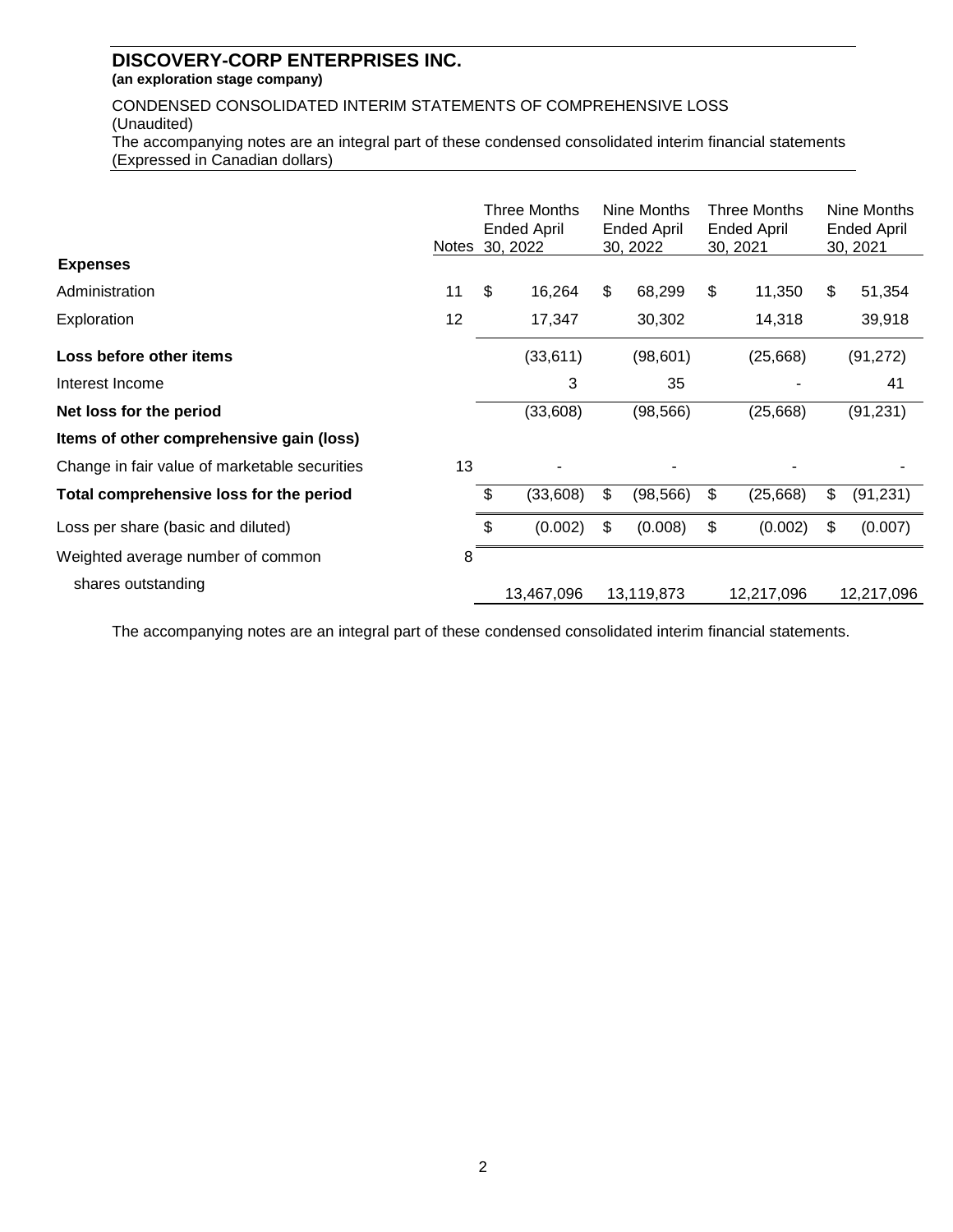# DISCOVERY-CORP ENTERPRISES INC.

**(an exploration stage company)**

CONDENSED CONSOLIDATED INTERIM STATEMENTS OF COMPREHENSIVE LOSS
(Unaudited)
The accompanying notes are an integral part of these condensed consolidated interim financial statements
(Expressed in Canadian dollars)

| | Notes | Three Months Ended April 30, 2022 | Nine Months Ended April 30, 2022 | Three Months Ended April 30, 2021 | Nine Months Ended April 30, 2021 |
|---|---|---|---|---|---|
| **Expenses** | | | | | |
| Administration | 11 | $ 16,264 | $ 68,299 | $ 11,350 | $ 51,354 |
| Exploration | 12 | 17,347 | 30,302 | 14,318 | 39,918 |
| **Loss before other items** | | (33,611) | (98,601) | (25,668) | (91,272) |
| Interest Income | | 3 | 35 | - | 41 |
| **Net loss for the period** | | (33,608) | (98,566) | (25,668) | (91,231) |
| **Items of other comprehensive gain (loss)** | | | | | |
| Change in fair value of marketable securities | 13 | - | - | - | - |
| **Total comprehensive loss for the period** | | $ (33,608) | $ (98,566) | $ (25,668) | $ (91,231) |
| Loss per share (basic and diluted) | | $ (0.002) | $ (0.008) | $ (0.002) | $ (0.007) |
| Weighted average number of common shares outstanding | 8 | 13,467,096 | 13,119,873 | 12,217,096 | 12,217,096 |

The accompanying notes are an integral part of these condensed consolidated interim financial statements.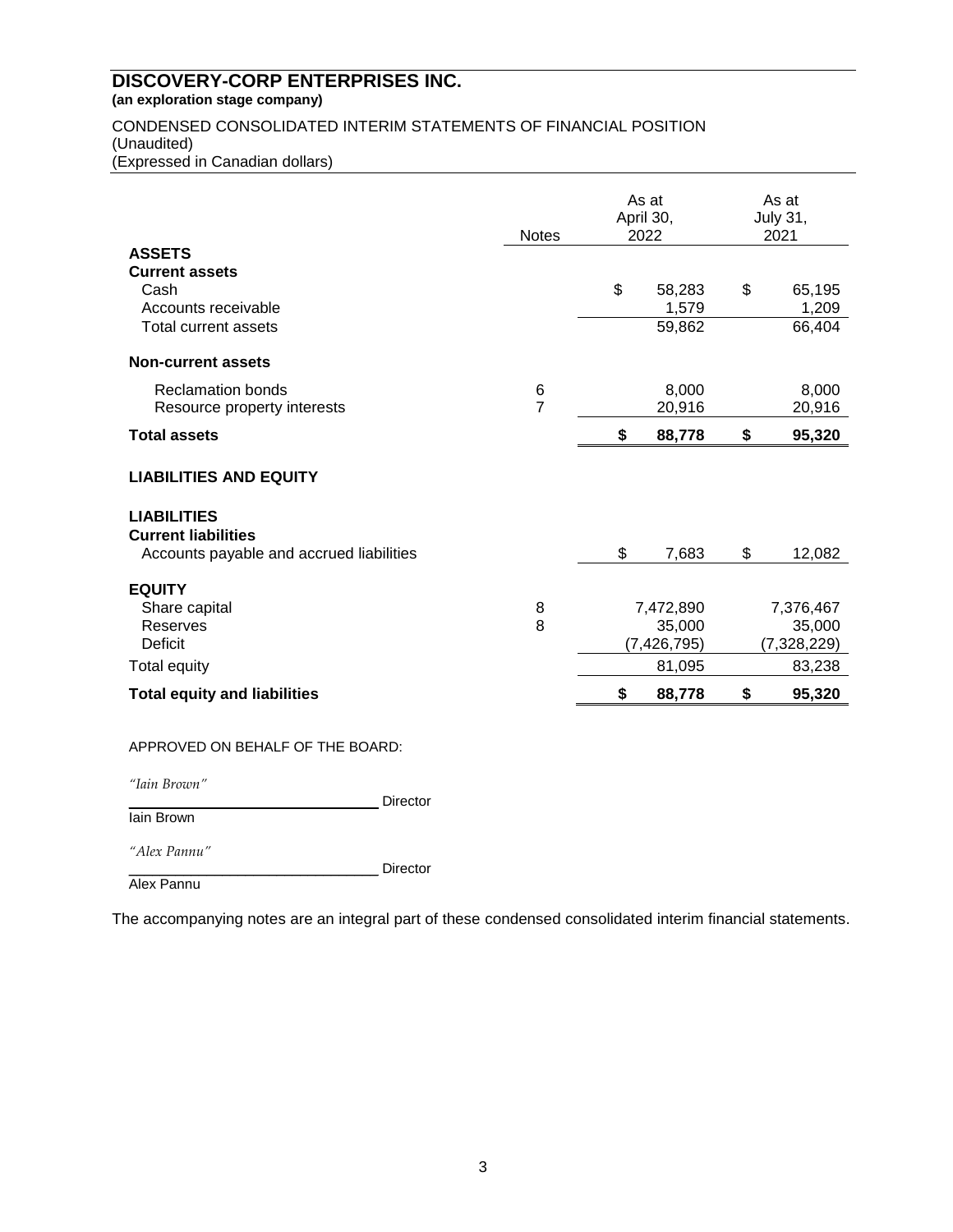# DISCOVERY-CORP ENTERPRISES INC.

**(an exploration stage company)**

CONDENSED CONSOLIDATED INTERIM STATEMENTS OF FINANCIAL POSITION
(Unaudited)
(Expressed in Canadian dollars)

| | Notes | As at April 30, 2022 | As at July 31, 2021 |
|---|---|---|---|
| **ASSETS** | | | |
| **Current assets** | | | |
| Cash | | $ 58,283 | $ 65,195 |
| Accounts receivable | | 1,579 | 1,209 |
| Total current assets | | 59,862 | 66,404 |
| **Non-current assets** | | | |
| Reclamation bonds | 6 | 8,000 | 8,000 |
| Resource property interests | 7 | 20,916 | 20,916 |
| **Total assets** | | **$ 88,778** | **$ 95,320** |
| **LIABILITIES AND EQUITY** | | | |
| **LIABILITIES** | | | |
| **Current liabilities** | | | |
| Accounts payable and accrued liabilities | | $ 7,683 | $ 12,082 |
| **EQUITY** | | | |
| Share capital | 8 | 7,472,890 | 7,376,467 |
| Reserves | 8 | 35,000 | 35,000 |
| Deficit | | (7,426,795) | (7,328,229) |
| Total equity | | 81,095 | 83,238 |
| **Total equity and liabilities** | | **$ 88,778** | **$ 95,320** |

APPROVED ON BEHALF OF THE BOARD:

*"Iain Brown"*
______________________________ Director
Iain Brown

*"Alex Pannu"*
______________________________ Director
Alex Pannu

The accompanying notes are an integral part of these condensed consolidated interim financial statements.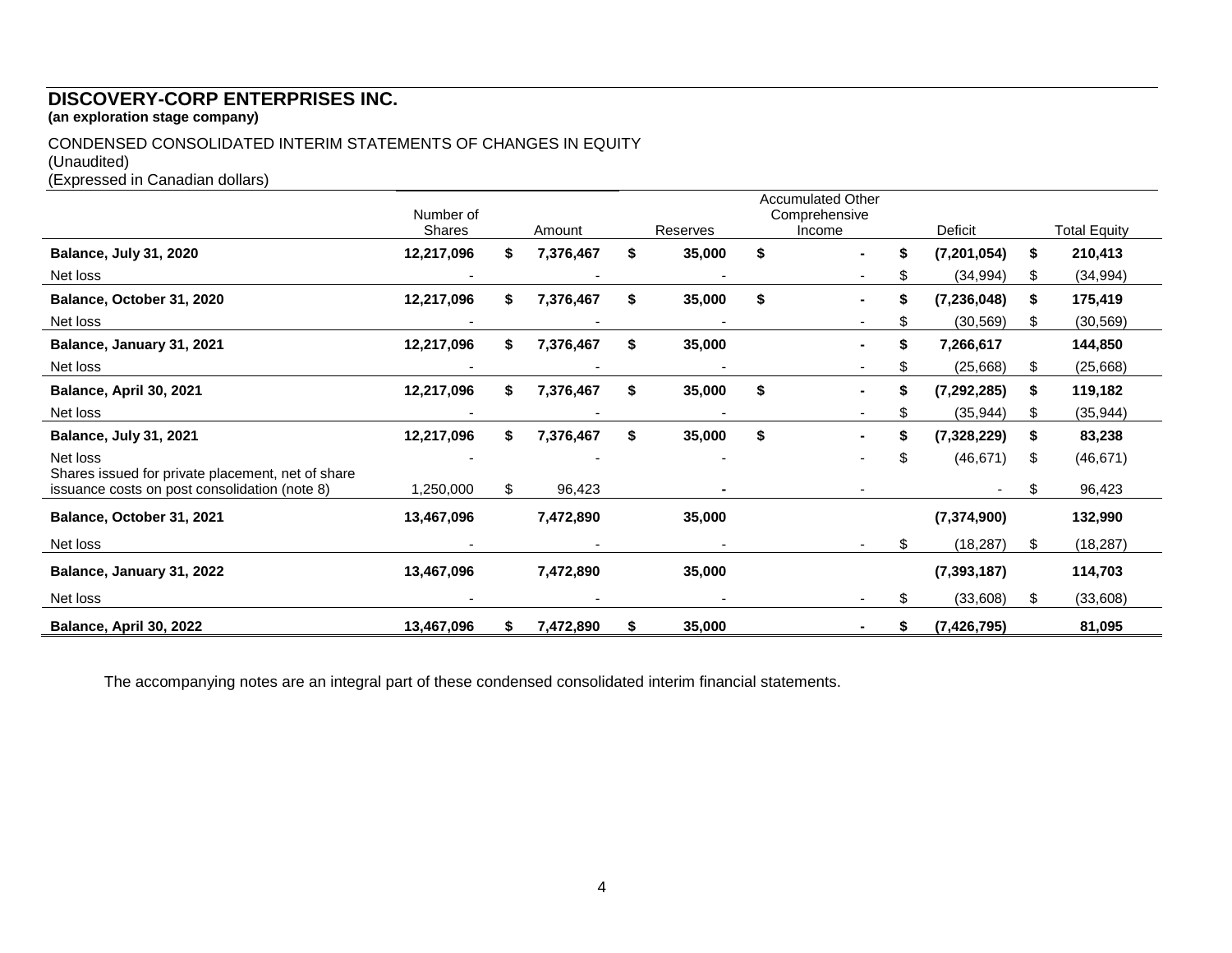# DISCOVERY-CORP ENTERPRISES INC.

**(an exploration stage company)**

CONDENSED CONSOLIDATED INTERIM STATEMENTS OF CHANGES IN EQUITY
(Unaudited)
(Expressed in Canadian dollars)

| | Number of Shares | Amount | Reserves | Accumulated Other Comprehensive Income | Deficit | Total Equity |
|---|---|---|---|---|---|---|
| **Balance, July 31, 2020** | **12,217,096** | **$ 7,376,467** | **$ 35,000** | **$ -** | **$ (7,201,054)** | **$ 210,413** |
| Net loss | - | - | - | - | $ (34,994) | $ (34,994) |
| **Balance, October 31, 2020** | **12,217,096** | **$ 7,376,467** | **$ 35,000** | **$ -** | **$ (7,236,048)** | **$ 175,419** |
| Net loss | - | - | - | - | $ (30,569) | $ (30,569) |
| **Balance, January 31, 2021** | **12,217,096** | **$ 7,376,467** | **$ 35,000** | **-** | **$ 7,266,617** | **144,850** |
| Net loss | - | - | - | - | $ (25,668) | $ (25,668) |
| **Balance, April 30, 2021** | **12,217,096** | **$ 7,376,467** | **$ 35,000** | **$ -** | **$ (7,292,285)** | **$ 119,182** |
| Net loss | - | - | - | - | $ (35,944) | $ (35,944) |
| **Balance, July 31, 2021** | **12,217,096** | **$ 7,376,467** | **$ 35,000** | **$ -** | **$ (7,328,229)** | **$ 83,238** |
| Net loss | - | - | - | - | $ (46,671) | $ (46,671) |
| Shares issued for private placement, net of share issuance costs on post consolidation (note 8) | 1,250,000 | $ 96,423 | **-** | - | - | $ 96,423 |
| **Balance, October 31, 2021** | **13,467,096** | **7,472,890** | **35,000** | | **(7,374,900)** | **132,990** |
| Net loss | - | - | - | - | $ (18,287) | $ (18,287) |
| **Balance, January 31, 2022** | **13,467,096** | **7,472,890** | **35,000** | | **(7,393,187)** | **114,703** |
| Net loss | - | - | - | - | $ (33,608) | $ (33,608) |
| **Balance, April 30, 2022** | **13,467,096** | **$ 7,472,890** | **$ 35,000** | **-** | **$ (7,426,795)** | **81,095** |

The accompanying notes are an integral part of these condensed consolidated interim financial statements.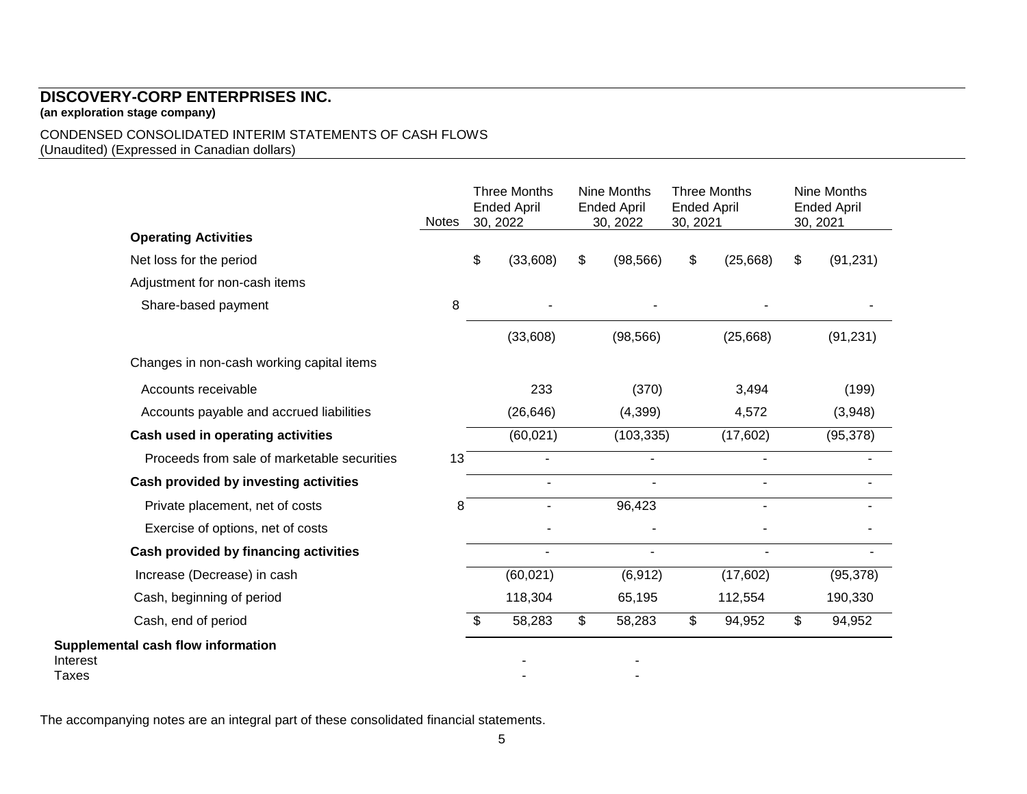# DISCOVERY-CORP ENTERPRISES INC.

**(an exploration stage company)**

CONDENSED CONSOLIDATED INTERIM STATEMENTS OF CASH FLOWS
(Unaudited) (Expressed in Canadian dollars)

| | Notes | Three Months Ended April 30, 2022 | Nine Months Ended April 30, 2022 | Three Months Ended April 30, 2021 | Nine Months Ended April 30, 2021 |
|---|---|---|---|---|---|
| **Operating Activities** | | | | | |
| Net loss for the period | | $ (33,608) | $ (98,566) | $ (25,668) | $ (91,231) |
| Adjustment for non-cash items | | | | | |
| Share-based payment | 8 | - | - | - | - |
| | | (33,608) | (98,566) | (25,668) | (91,231) |
| Changes in non-cash working capital items | | | | | |
| Accounts receivable | | 233 | (370) | 3,494 | (199) |
| Accounts payable and accrued liabilities | | (26,646) | (4,399) | 4,572 | (3,948) |
| **Cash used in operating activities** | | (60,021) | (103,335) | (17,602) | (95,378) |
| Proceeds from sale of marketable securities | 13 | - | - | - | - |
| **Cash provided by investing activities** | | - | - | - | - |
| Private placement, net of costs | 8 | - | 96,423 | - | - |
| Exercise of options, net of costs | | - | - | - | - |
| **Cash provided by financing activities** | | - | - | - | - |
| Increase (Decrease) in cash | | (60,021) | (6,912) | (17,602) | (95,378) |
| Cash, beginning of period | | 118,304 | 65,195 | 112,554 | 190,330 |
| Cash, end of period | | $ 58,283 | $ 58,283 | $ 94,952 | $ 94,952 |

**Supplemental cash flow information**

| | | | |
|---|---|---|---|
| Interest | | - | - |
| Taxes | | - | - |

The accompanying notes are an integral part of these consolidated financial statements.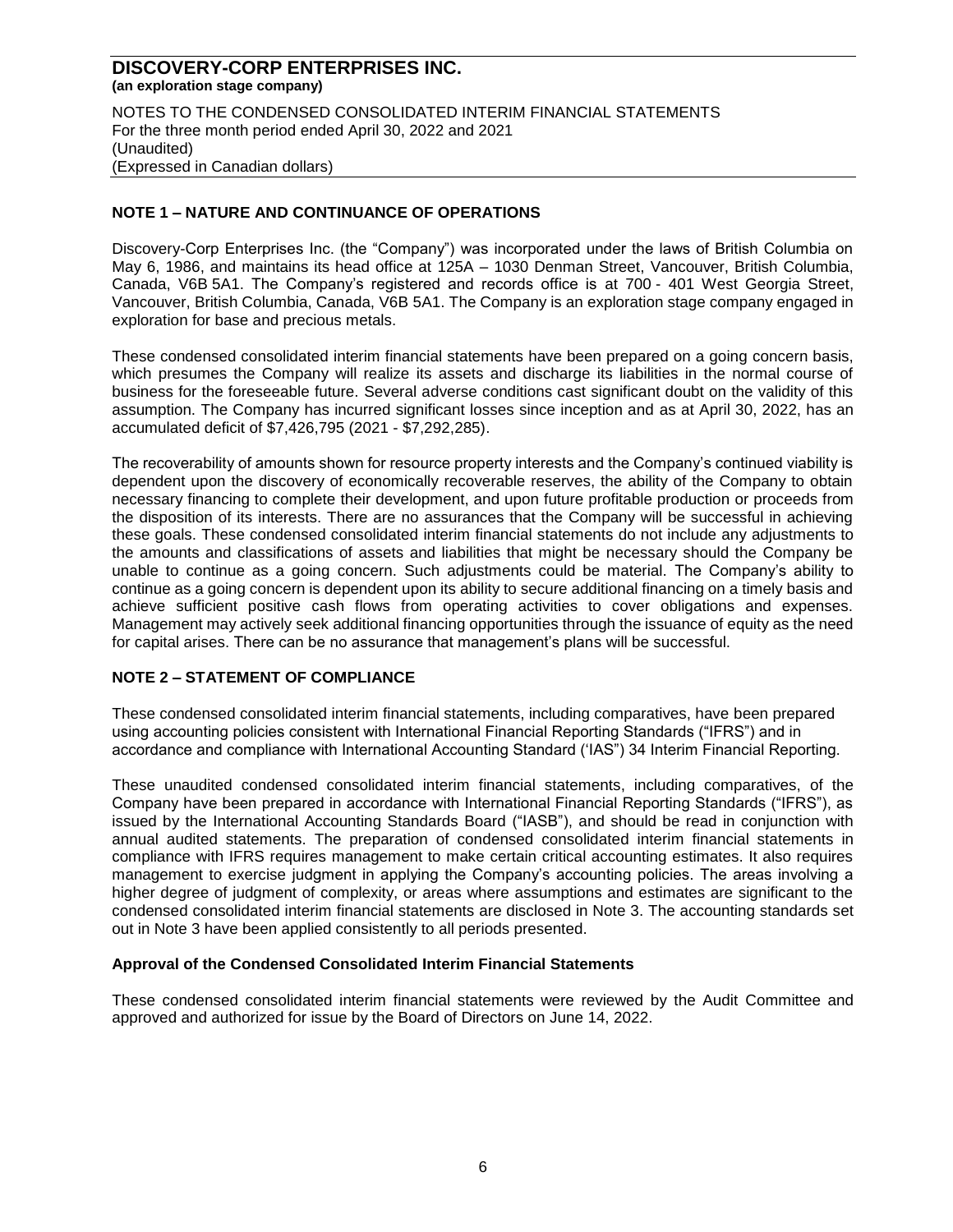# DISCOVERY-CORP ENTERPRISES INC.

**(an exploration stage company)**

NOTES TO THE CONDENSED CONSOLIDATED INTERIM FINANCIAL STATEMENTS
For the three month period ended April 30, 2022 and 2021
(Unaudited)
(Expressed in Canadian dollars)

## NOTE 1 – NATURE AND CONTINUANCE OF OPERATIONS

Discovery-Corp Enterprises Inc. (the "Company") was incorporated under the laws of British Columbia on May 6, 1986, and maintains its head office at 125A – 1030 Denman Street, Vancouver, British Columbia, Canada, V6B 5A1. The Company's registered and records office is at 700 - 401 West Georgia Street, Vancouver, British Columbia, Canada, V6B 5A1. The Company is an exploration stage company engaged in exploration for base and precious metals.

These condensed consolidated interim financial statements have been prepared on a going concern basis, which presumes the Company will realize its assets and discharge its liabilities in the normal course of business for the foreseeable future. Several adverse conditions cast significant doubt on the validity of this assumption. The Company has incurred significant losses since inception and as at April 30, 2022, has an accumulated deficit of $7,426,795 (2021 - $7,292,285).

The recoverability of amounts shown for resource property interests and the Company's continued viability is dependent upon the discovery of economically recoverable reserves, the ability of the Company to obtain necessary financing to complete their development, and upon future profitable production or proceeds from the disposition of its interests. There are no assurances that the Company will be successful in achieving these goals. These condensed consolidated interim financial statements do not include any adjustments to the amounts and classifications of assets and liabilities that might be necessary should the Company be unable to continue as a going concern. Such adjustments could be material. The Company's ability to continue as a going concern is dependent upon its ability to secure additional financing on a timely basis and achieve sufficient positive cash flows from operating activities to cover obligations and expenses. Management may actively seek additional financing opportunities through the issuance of equity as the need for capital arises. There can be no assurance that management's plans will be successful.

## NOTE 2 – STATEMENT OF COMPLIANCE

These condensed consolidated interim financial statements, including comparatives, have been prepared using accounting policies consistent with International Financial Reporting Standards ("IFRS") and in accordance and compliance with International Accounting Standard ('IAS") 34 Interim Financial Reporting.

These unaudited condensed consolidated interim financial statements, including comparatives, of the Company have been prepared in accordance with International Financial Reporting Standards ("IFRS"), as issued by the International Accounting Standards Board ("IASB"), and should be read in conjunction with annual audited statements. The preparation of condensed consolidated interim financial statements in compliance with IFRS requires management to make certain critical accounting estimates. It also requires management to exercise judgment in applying the Company's accounting policies. The areas involving a higher degree of judgment of complexity, or areas where assumptions and estimates are significant to the condensed consolidated interim financial statements are disclosed in Note 3. The accounting standards set out in Note 3 have been applied consistently to all periods presented.

### Approval of the Condensed Consolidated Interim Financial Statements

These condensed consolidated interim financial statements were reviewed by the Audit Committee and approved and authorized for issue by the Board of Directors on June 14, 2022.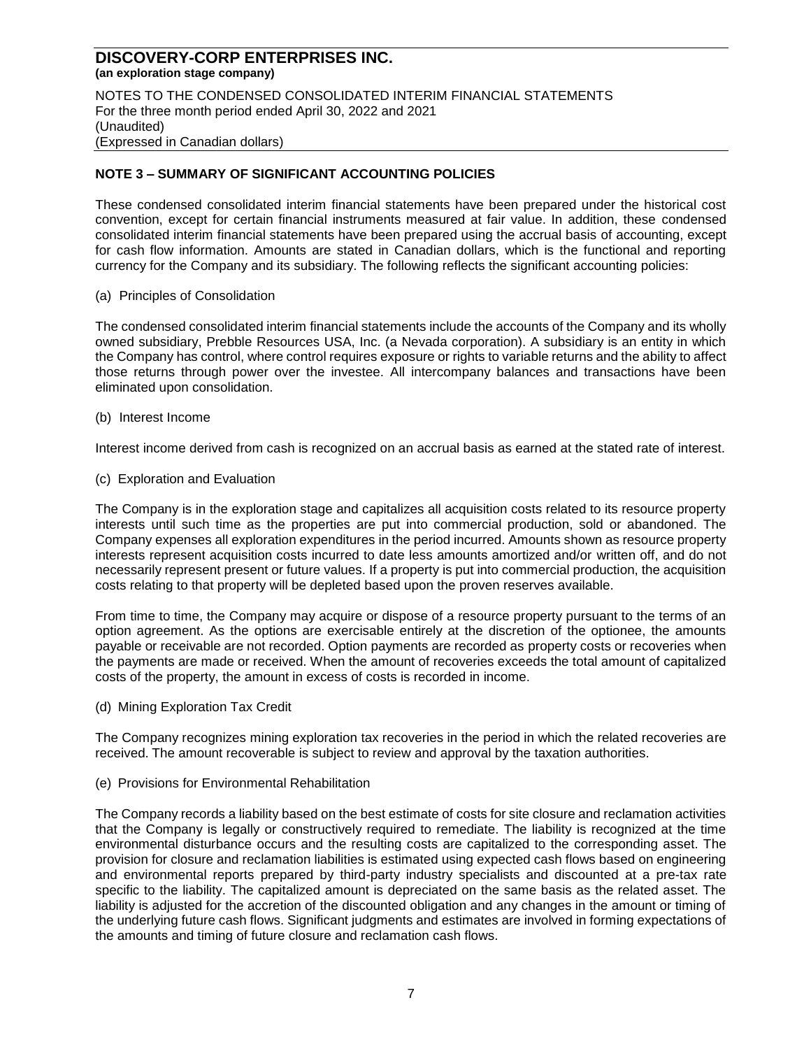## NOTE 3 – SUMMARY OF SIGNIFICANT ACCOUNTING POLICIES

These condensed consolidated interim financial statements have been prepared under the historical cost convention, except for certain financial instruments measured at fair value. In addition, these condensed consolidated interim financial statements have been prepared using the accrual basis of accounting, except for cash flow information. Amounts are stated in Canadian dollars, which is the functional and reporting currency for the Company and its subsidiary. The following reflects the significant accounting policies:

(a) Principles of Consolidation

The condensed consolidated interim financial statements include the accounts of the Company and its wholly owned subsidiary, Prebble Resources USA, Inc. (a Nevada corporation). A subsidiary is an entity in which the Company has control, where control requires exposure or rights to variable returns and the ability to affect those returns through power over the investee. All intercompany balances and transactions have been eliminated upon consolidation.

(b) Interest Income

Interest income derived from cash is recognized on an accrual basis as earned at the stated rate of interest.

(c) Exploration and Evaluation

The Company is in the exploration stage and capitalizes all acquisition costs related to its resource property interests until such time as the properties are put into commercial production, sold or abandoned. The Company expenses all exploration expenditures in the period incurred. Amounts shown as resource property interests represent acquisition costs incurred to date less amounts amortized and/or written off, and do not necessarily represent present or future values. If a property is put into commercial production, the acquisition costs relating to that property will be depleted based upon the proven reserves available.

From time to time, the Company may acquire or dispose of a resource property pursuant to the terms of an option agreement. As the options are exercisable entirely at the discretion of the optionee, the amounts payable or receivable are not recorded. Option payments are recorded as property costs or recoveries when the payments are made or received. When the amount of recoveries exceeds the total amount of capitalized costs of the property, the amount in excess of costs is recorded in income.

(d) Mining Exploration Tax Credit

The Company recognizes mining exploration tax recoveries in the period in which the related recoveries are received. The amount recoverable is subject to review and approval by the taxation authorities.

(e) Provisions for Environmental Rehabilitation

The Company records a liability based on the best estimate of costs for site closure and reclamation activities that the Company is legally or constructively required to remediate. The liability is recognized at the time environmental disturbance occurs and the resulting costs are capitalized to the corresponding asset. The provision for closure and reclamation liabilities is estimated using expected cash flows based on engineering and environmental reports prepared by third-party industry specialists and discounted at a pre-tax rate specific to the liability. The capitalized amount is depreciated on the same basis as the related asset. The liability is adjusted for the accretion of the discounted obligation and any changes in the amount or timing of the underlying future cash flows. Significant judgments and estimates are involved in forming expectations of the amounts and timing of future closure and reclamation cash flows.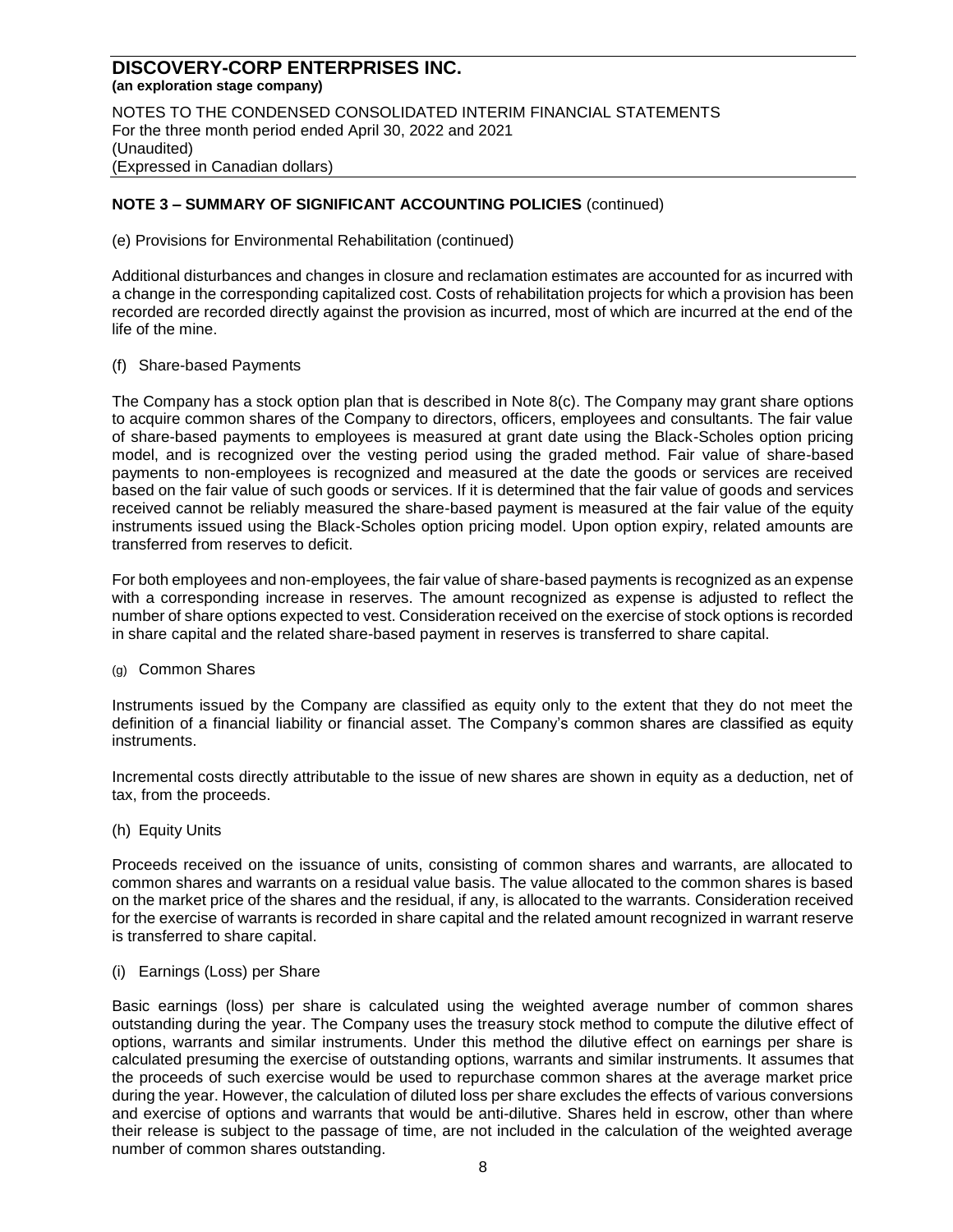## NOTE 3 – SUMMARY OF SIGNIFICANT ACCOUNTING POLICIES (continued)

(e) Provisions for Environmental Rehabilitation (continued)

Additional disturbances and changes in closure and reclamation estimates are accounted for as incurred with a change in the corresponding capitalized cost. Costs of rehabilitation projects for which a provision has been recorded are recorded directly against the provision as incurred, most of which are incurred at the end of the life of the mine.

(f) Share-based Payments

The Company has a stock option plan that is described in Note 8(c). The Company may grant share options to acquire common shares of the Company to directors, officers, employees and consultants. The fair value of share-based payments to employees is measured at grant date using the Black-Scholes option pricing model, and is recognized over the vesting period using the graded method. Fair value of share-based payments to non-employees is recognized and measured at the date the goods or services are received based on the fair value of such goods or services. If it is determined that the fair value of goods and services received cannot be reliably measured the share-based payment is measured at the fair value of the equity instruments issued using the Black-Scholes option pricing model. Upon option expiry, related amounts are transferred from reserves to deficit.

For both employees and non-employees, the fair value of share-based payments is recognized as an expense with a corresponding increase in reserves. The amount recognized as expense is adjusted to reflect the number of share options expected to vest. Consideration received on the exercise of stock options is recorded in share capital and the related share-based payment in reserves is transferred to share capital.

(g) Common Shares

Instruments issued by the Company are classified as equity only to the extent that they do not meet the definition of a financial liability or financial asset. The Company's common shares are classified as equity instruments.

Incremental costs directly attributable to the issue of new shares are shown in equity as a deduction, net of tax, from the proceeds.

(h) Equity Units

Proceeds received on the issuance of units, consisting of common shares and warrants, are allocated to common shares and warrants on a residual value basis. The value allocated to the common shares is based on the market price of the shares and the residual, if any, is allocated to the warrants. Consideration received for the exercise of warrants is recorded in share capital and the related amount recognized in warrant reserve is transferred to share capital.

(i) Earnings (Loss) per Share

Basic earnings (loss) per share is calculated using the weighted average number of common shares outstanding during the year. The Company uses the treasury stock method to compute the dilutive effect of options, warrants and similar instruments. Under this method the dilutive effect on earnings per share is calculated presuming the exercise of outstanding options, warrants and similar instruments. It assumes that the proceeds of such exercise would be used to repurchase common shares at the average market price during the year. However, the calculation of diluted loss per share excludes the effects of various conversions and exercise of options and warrants that would be anti-dilutive. Shares held in escrow, other than where their release is subject to the passage of time, are not included in the calculation of the weighted average number of common shares outstanding.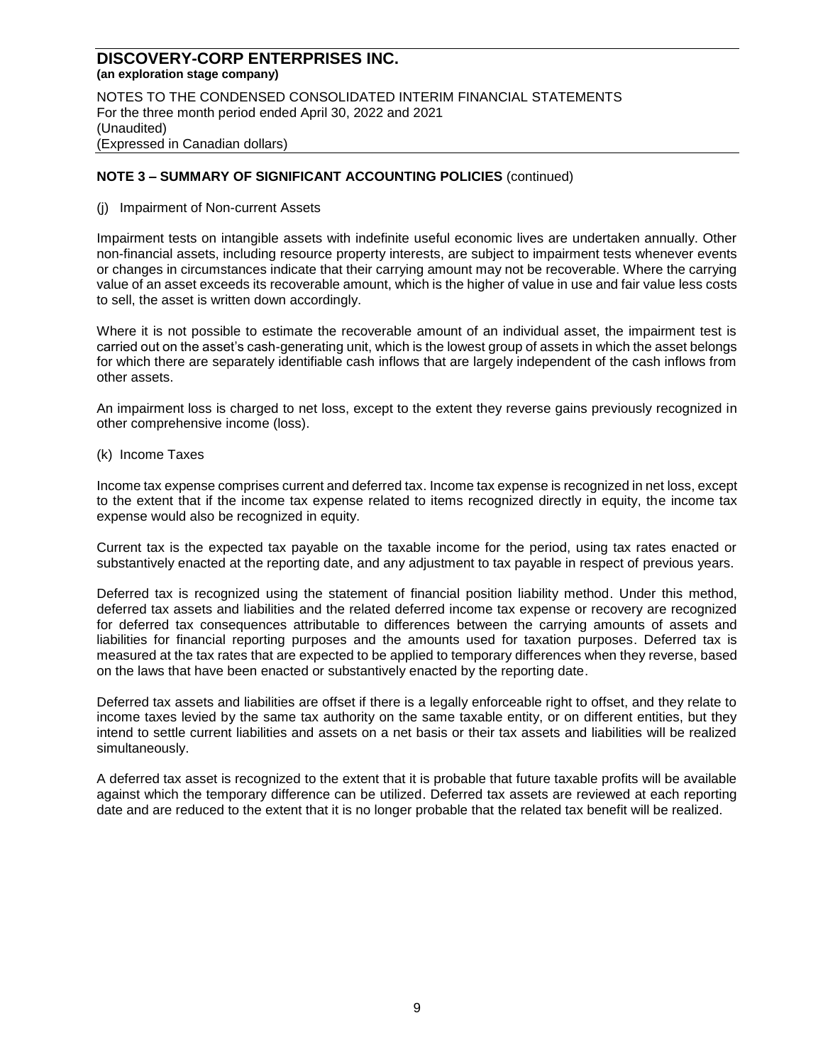## NOTE 3 – SUMMARY OF SIGNIFICANT ACCOUNTING POLICIES (continued)

(j) Impairment of Non-current Assets

Impairment tests on intangible assets with indefinite useful economic lives are undertaken annually. Other non-financial assets, including resource property interests, are subject to impairment tests whenever events or changes in circumstances indicate that their carrying amount may not be recoverable. Where the carrying value of an asset exceeds its recoverable amount, which is the higher of value in use and fair value less costs to sell, the asset is written down accordingly.

Where it is not possible to estimate the recoverable amount of an individual asset, the impairment test is carried out on the asset's cash-generating unit, which is the lowest group of assets in which the asset belongs for which there are separately identifiable cash inflows that are largely independent of the cash inflows from other assets.

An impairment loss is charged to net loss, except to the extent they reverse gains previously recognized in other comprehensive income (loss).

(k) Income Taxes

Income tax expense comprises current and deferred tax. Income tax expense is recognized in net loss, except to the extent that if the income tax expense related to items recognized directly in equity, the income tax expense would also be recognized in equity.

Current tax is the expected tax payable on the taxable income for the period, using tax rates enacted or substantively enacted at the reporting date, and any adjustment to tax payable in respect of previous years.

Deferred tax is recognized using the statement of financial position liability method. Under this method, deferred tax assets and liabilities and the related deferred income tax expense or recovery are recognized for deferred tax consequences attributable to differences between the carrying amounts of assets and liabilities for financial reporting purposes and the amounts used for taxation purposes. Deferred tax is measured at the tax rates that are expected to be applied to temporary differences when they reverse, based on the laws that have been enacted or substantively enacted by the reporting date.

Deferred tax assets and liabilities are offset if there is a legally enforceable right to offset, and they relate to income taxes levied by the same tax authority on the same taxable entity, or on different entities, but they intend to settle current liabilities and assets on a net basis or their tax assets and liabilities will be realized simultaneously.

A deferred tax asset is recognized to the extent that it is probable that future taxable profits will be available against which the temporary difference can be utilized. Deferred tax assets are reviewed at each reporting date and are reduced to the extent that it is no longer probable that the related tax benefit will be realized.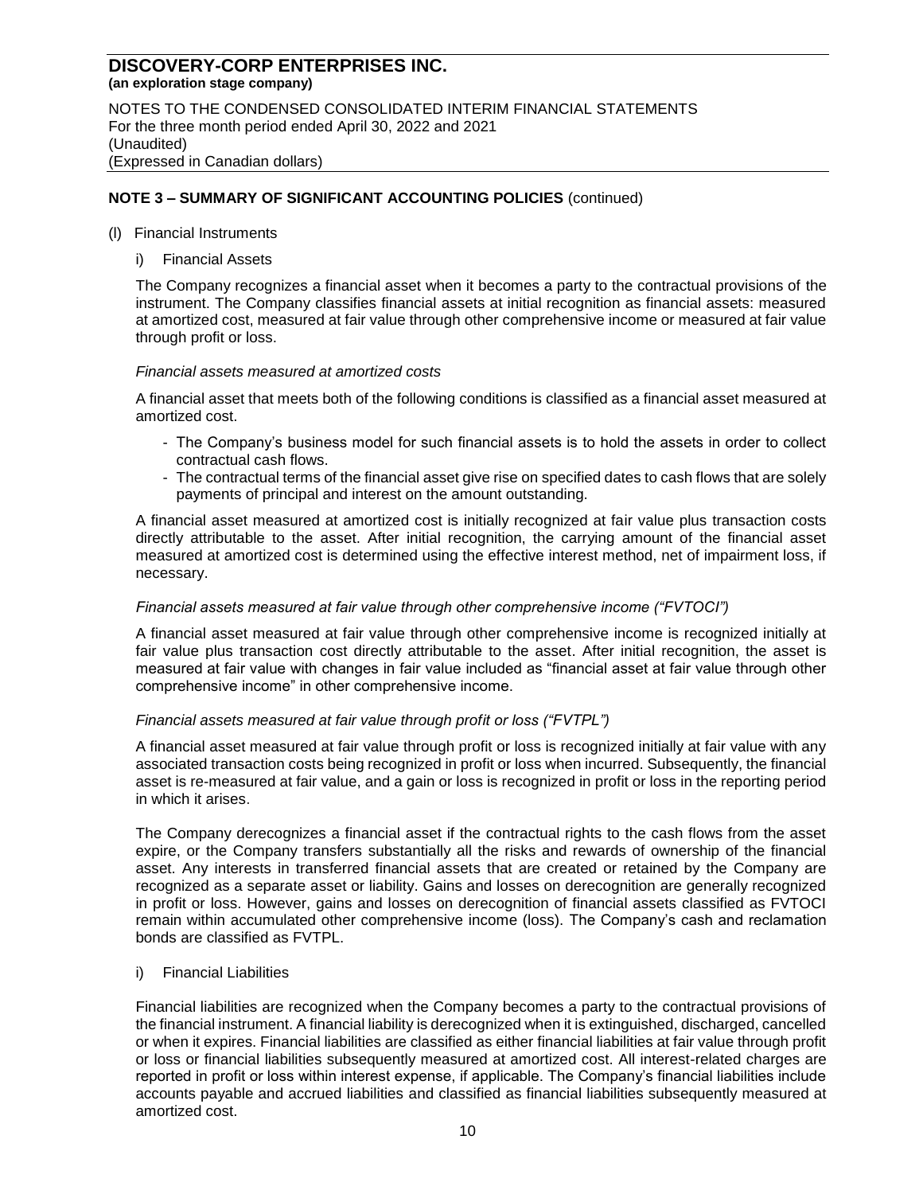# DISCOVERY-CORP ENTERPRISES INC.

**(an exploration stage company)**

NOTES TO THE CONDENSED CONSOLIDATED INTERIM FINANCIAL STATEMENTS
For the three month period ended April 30, 2022 and 2021
(Unaudited)
(Expressed in Canadian dollars)

## NOTE 3 – SUMMARY OF SIGNIFICANT ACCOUNTING POLICIES (continued)

(l) Financial Instruments

i) Financial Assets

The Company recognizes a financial asset when it becomes a party to the contractual provisions of the instrument. The Company classifies financial assets at initial recognition as financial assets: measured at amortized cost, measured at fair value through other comprehensive income or measured at fair value through profit or loss.

*Financial assets measured at amortized costs*

A financial asset that meets both of the following conditions is classified as a financial asset measured at amortized cost.

- The Company's business model for such financial assets is to hold the assets in order to collect contractual cash flows.
- The contractual terms of the financial asset give rise on specified dates to cash flows that are solely payments of principal and interest on the amount outstanding.

A financial asset measured at amortized cost is initially recognized at fair value plus transaction costs directly attributable to the asset. After initial recognition, the carrying amount of the financial asset measured at amortized cost is determined using the effective interest method, net of impairment loss, if necessary.

*Financial assets measured at fair value through other comprehensive income ("FVTOCI")*

A financial asset measured at fair value through other comprehensive income is recognized initially at fair value plus transaction cost directly attributable to the asset. After initial recognition, the asset is measured at fair value with changes in fair value included as "financial asset at fair value through other comprehensive income" in other comprehensive income.

*Financial assets measured at fair value through profit or loss ("FVTPL")*

A financial asset measured at fair value through profit or loss is recognized initially at fair value with any associated transaction costs being recognized in profit or loss when incurred. Subsequently, the financial asset is re-measured at fair value, and a gain or loss is recognized in profit or loss in the reporting period in which it arises.

The Company derecognizes a financial asset if the contractual rights to the cash flows from the asset expire, or the Company transfers substantially all the risks and rewards of ownership of the financial asset. Any interests in transferred financial assets that are created or retained by the Company are recognized as a separate asset or liability. Gains and losses on derecognition are generally recognized in profit or loss. However, gains and losses on derecognition of financial assets classified as FVTOCI remain within accumulated other comprehensive income (loss). The Company's cash and reclamation bonds are classified as FVTPL.

i) Financial Liabilities

Financial liabilities are recognized when the Company becomes a party to the contractual provisions of the financial instrument. A financial liability is derecognized when it is extinguished, discharged, cancelled or when it expires. Financial liabilities are classified as either financial liabilities at fair value through profit or loss or financial liabilities subsequently measured at amortized cost. All interest-related charges are reported in profit or loss within interest expense, if applicable. The Company's financial liabilities include accounts payable and accrued liabilities and classified as financial liabilities subsequently measured at amortized cost.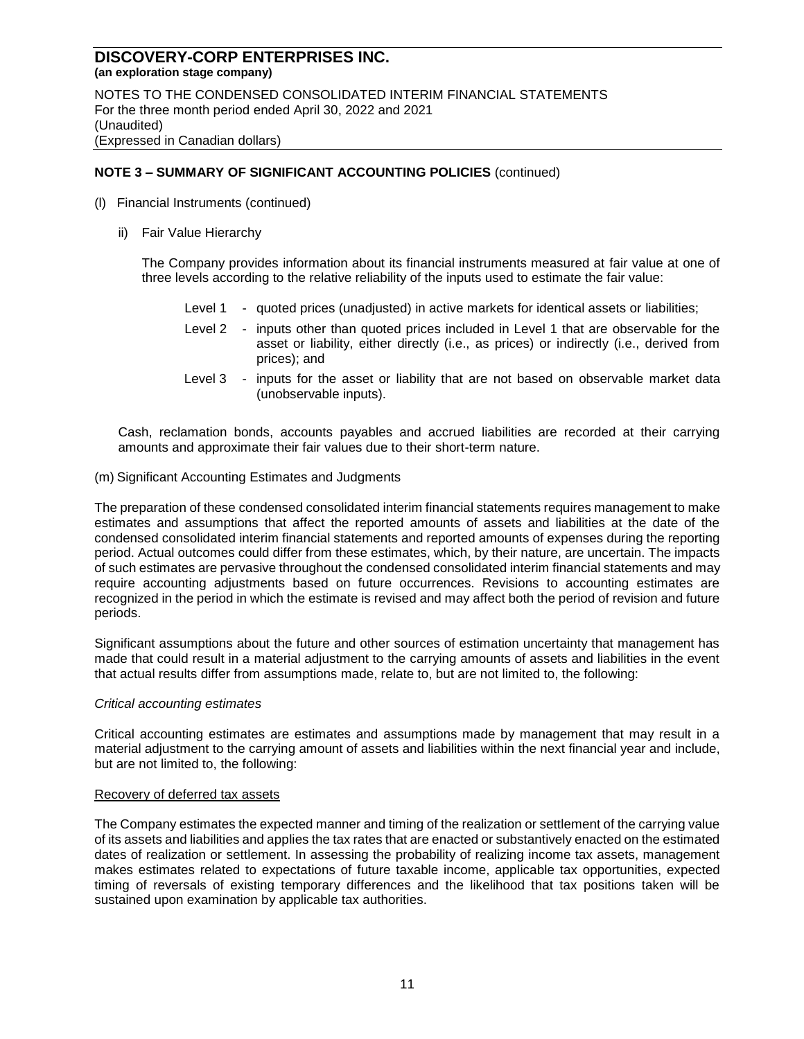## NOTE 3 – SUMMARY OF SIGNIFICANT ACCOUNTING POLICIES (continued)

(l) Financial Instruments (continued)

ii) Fair Value Hierarchy

The Company provides information about its financial instruments measured at fair value at one of three levels according to the relative reliability of the inputs used to estimate the fair value:

- Level 1 - quoted prices (unadjusted) in active markets for identical assets or liabilities;
- Level 2 - inputs other than quoted prices included in Level 1 that are observable for the asset or liability, either directly (i.e., as prices) or indirectly (i.e., derived from prices); and
- Level 3 - inputs for the asset or liability that are not based on observable market data (unobservable inputs).

Cash, reclamation bonds, accounts payables and accrued liabilities are recorded at their carrying amounts and approximate their fair values due to their short-term nature.

(m) Significant Accounting Estimates and Judgments

The preparation of these condensed consolidated interim financial statements requires management to make estimates and assumptions that affect the reported amounts of assets and liabilities at the date of the condensed consolidated interim financial statements and reported amounts of expenses during the reporting period. Actual outcomes could differ from these estimates, which, by their nature, are uncertain. The impacts of such estimates are pervasive throughout the condensed consolidated interim financial statements and may require accounting adjustments based on future occurrences. Revisions to accounting estimates are recognized in the period in which the estimate is revised and may affect both the period of revision and future periods.

Significant assumptions about the future and other sources of estimation uncertainty that management has made that could result in a material adjustment to the carrying amounts of assets and liabilities in the event that actual results differ from assumptions made, relate to, but are not limited to, the following:

*Critical accounting estimates*

Critical accounting estimates are estimates and assumptions made by management that may result in a material adjustment to the carrying amount of assets and liabilities within the next financial year and include, but are not limited to, the following:

Recovery of deferred tax assets

The Company estimates the expected manner and timing of the realization or settlement of the carrying value of its assets and liabilities and applies the tax rates that are enacted or substantively enacted on the estimated dates of realization or settlement. In assessing the probability of realizing income tax assets, management makes estimates related to expectations of future taxable income, applicable tax opportunities, expected timing of reversals of existing temporary differences and the likelihood that tax positions taken will be sustained upon examination by applicable tax authorities.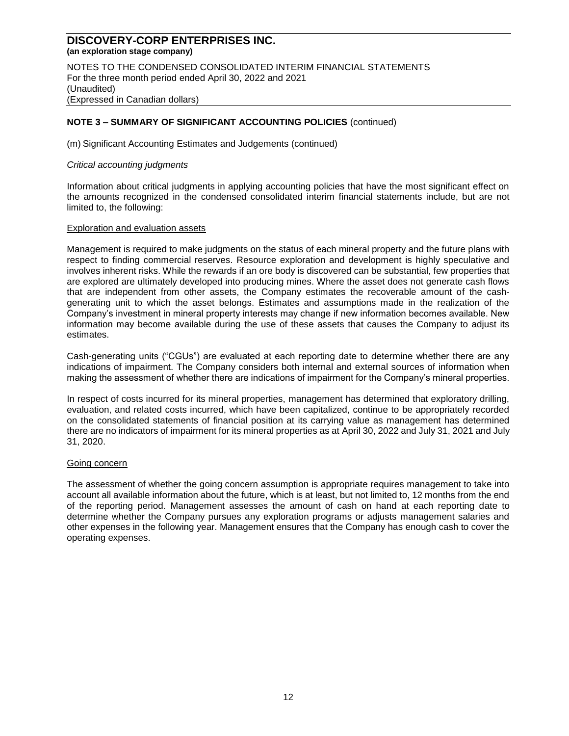## NOTE 3 – SUMMARY OF SIGNIFICANT ACCOUNTING POLICIES (continued)

(m) Significant Accounting Estimates and Judgements (continued)

*Critical accounting judgments*

Information about critical judgments in applying accounting policies that have the most significant effect on the amounts recognized in the condensed consolidated interim financial statements include, but are not limited to, the following:

Exploration and evaluation assets

Management is required to make judgments on the status of each mineral property and the future plans with respect to finding commercial reserves. Resource exploration and development is highly speculative and involves inherent risks. While the rewards if an ore body is discovered can be substantial, few properties that are explored are ultimately developed into producing mines. Where the asset does not generate cash flows that are independent from other assets, the Company estimates the recoverable amount of the cash-generating unit to which the asset belongs. Estimates and assumptions made in the realization of the Company's investment in mineral property interests may change if new information becomes available. New information may become available during the use of these assets that causes the Company to adjust its estimates.

Cash-generating units ("CGUs") are evaluated at each reporting date to determine whether there are any indications of impairment. The Company considers both internal and external sources of information when making the assessment of whether there are indications of impairment for the Company's mineral properties.

In respect of costs incurred for its mineral properties, management has determined that exploratory drilling, evaluation, and related costs incurred, which have been capitalized, continue to be appropriately recorded on the consolidated statements of financial position at its carrying value as management has determined there are no indicators of impairment for its mineral properties as at April 30, 2022 and July 31, 2021 and July 31, 2020.

Going concern

The assessment of whether the going concern assumption is appropriate requires management to take into account all available information about the future, which is at least, but not limited to, 12 months from the end of the reporting period. Management assesses the amount of cash on hand at each reporting date to determine whether the Company pursues any exploration programs or adjusts management salaries and other expenses in the following year. Management ensures that the Company has enough cash to cover the operating expenses.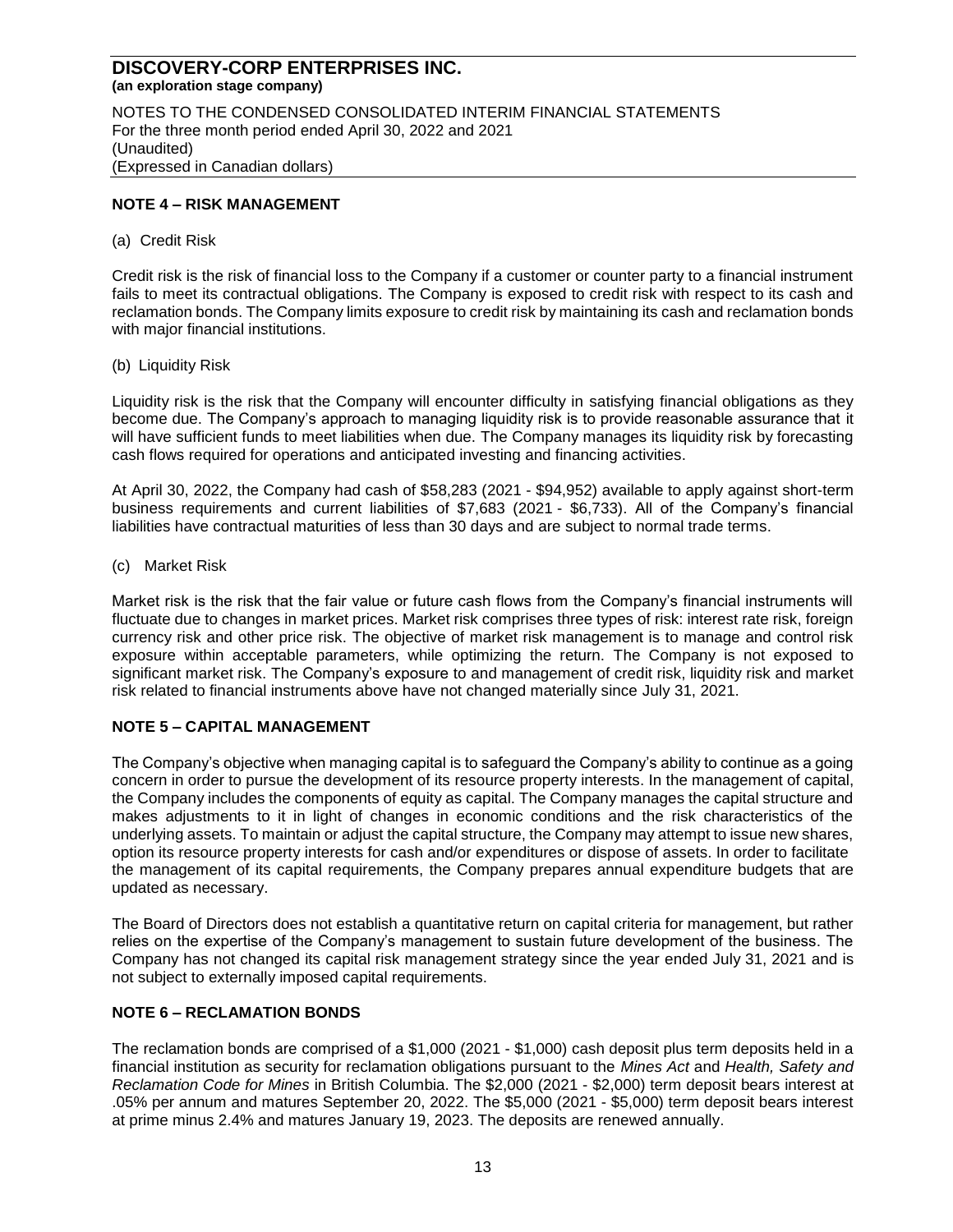## NOTE 4 – RISK MANAGEMENT

(a) Credit Risk

Credit risk is the risk of financial loss to the Company if a customer or counter party to a financial instrument fails to meet its contractual obligations. The Company is exposed to credit risk with respect to its cash and reclamation bonds. The Company limits exposure to credit risk by maintaining its cash and reclamation bonds with major financial institutions.

(b) Liquidity Risk

Liquidity risk is the risk that the Company will encounter difficulty in satisfying financial obligations as they become due. The Company's approach to managing liquidity risk is to provide reasonable assurance that it will have sufficient funds to meet liabilities when due. The Company manages its liquidity risk by forecasting cash flows required for operations and anticipated investing and financing activities.

At April 30, 2022, the Company had cash of $58,283 (2021 - $94,952) available to apply against short-term business requirements and current liabilities of $7,683 (2021 - $6,733). All of the Company's financial liabilities have contractual maturities of less than 30 days and are subject to normal trade terms.

(c) Market Risk

Market risk is the risk that the fair value or future cash flows from the Company's financial instruments will fluctuate due to changes in market prices. Market risk comprises three types of risk: interest rate risk, foreign currency risk and other price risk. The objective of market risk management is to manage and control risk exposure within acceptable parameters, while optimizing the return. The Company is not exposed to significant market risk. The Company's exposure to and management of credit risk, liquidity risk and market risk related to financial instruments above have not changed materially since July 31, 2021.

## NOTE 5 – CAPITAL MANAGEMENT

The Company's objective when managing capital is to safeguard the Company's ability to continue as a going concern in order to pursue the development of its resource property interests. In the management of capital, the Company includes the components of equity as capital. The Company manages the capital structure and makes adjustments to it in light of changes in economic conditions and the risk characteristics of the underlying assets. To maintain or adjust the capital structure, the Company may attempt to issue new shares, option its resource property interests for cash and/or expenditures or dispose of assets. In order to facilitate the management of its capital requirements, the Company prepares annual expenditure budgets that are updated as necessary.

The Board of Directors does not establish a quantitative return on capital criteria for management, but rather relies on the expertise of the Company's management to sustain future development of the business. The Company has not changed its capital risk management strategy since the year ended July 31, 2021 and is not subject to externally imposed capital requirements.

## NOTE 6 – RECLAMATION BONDS

The reclamation bonds are comprised of a $1,000 (2021 - $1,000) cash deposit plus term deposits held in a financial institution as security for reclamation obligations pursuant to the *Mines Act* and *Health, Safety and Reclamation Code for Mines* in British Columbia. The $2,000 (2021 - $2,000) term deposit bears interest at .05% per annum and matures September 20, 2022. The $5,000 (2021 - $5,000) term deposit bears interest at prime minus 2.4% and matures January 19, 2023. The deposits are renewed annually.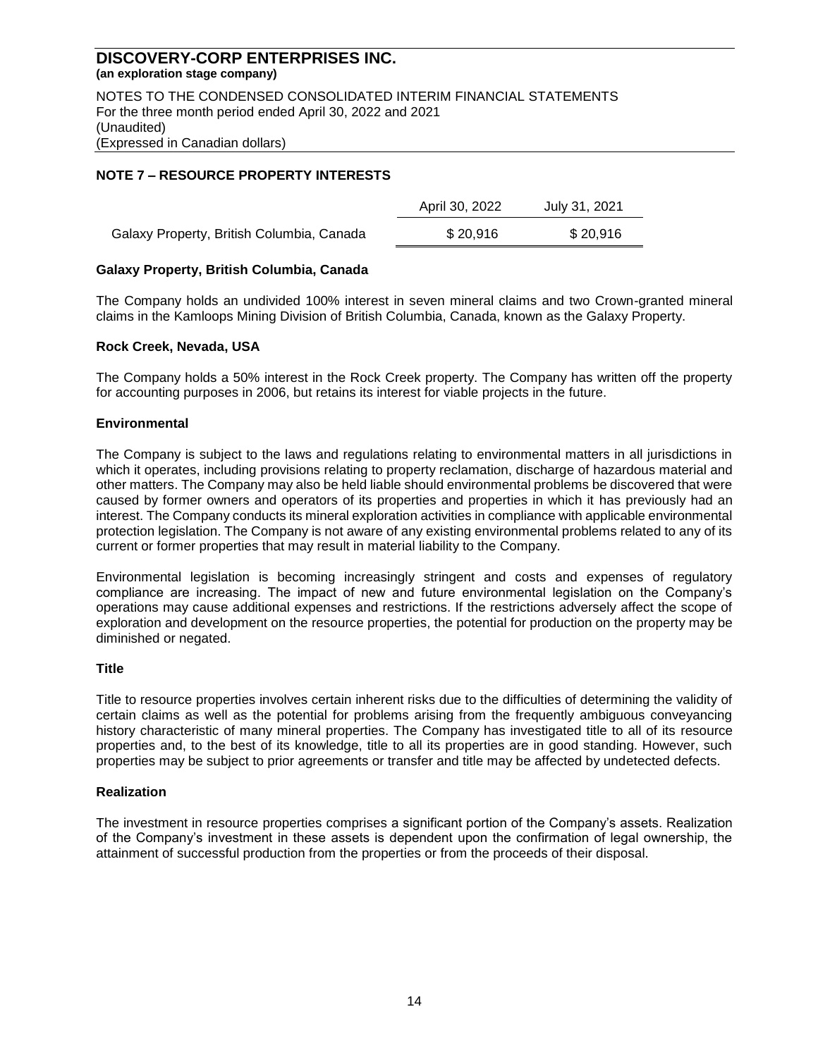## NOTE 7 – RESOURCE PROPERTY INTERESTS

| | April 30, 2022 | July 31, 2021 |
|---|---|---|
| Galaxy Property, British Columbia, Canada | $ 20,916 | $ 20,916 |

### Galaxy Property, British Columbia, Canada

The Company holds an undivided 100% interest in seven mineral claims and two Crown-granted mineral claims in the Kamloops Mining Division of British Columbia, Canada, known as the Galaxy Property.

### Rock Creek, Nevada, USA

The Company holds a 50% interest in the Rock Creek property. The Company has written off the property for accounting purposes in 2006, but retains its interest for viable projects in the future.

### Environmental

The Company is subject to the laws and regulations relating to environmental matters in all jurisdictions in which it operates, including provisions relating to property reclamation, discharge of hazardous material and other matters. The Company may also be held liable should environmental problems be discovered that were caused by former owners and operators of its properties and properties in which it has previously had an interest. The Company conducts its mineral exploration activities in compliance with applicable environmental protection legislation. The Company is not aware of any existing environmental problems related to any of its current or former properties that may result in material liability to the Company.

Environmental legislation is becoming increasingly stringent and costs and expenses of regulatory compliance are increasing. The impact of new and future environmental legislation on the Company's operations may cause additional expenses and restrictions. If the restrictions adversely affect the scope of exploration and development on the resource properties, the potential for production on the property may be diminished or negated.

### Title

Title to resource properties involves certain inherent risks due to the difficulties of determining the validity of certain claims as well as the potential for problems arising from the frequently ambiguous conveyancing history characteristic of many mineral properties. The Company has investigated title to all of its resource properties and, to the best of its knowledge, title to all its properties are in good standing. However, such properties may be subject to prior agreements or transfer and title may be affected by undetected defects.

### Realization

The investment in resource properties comprises a significant portion of the Company's assets. Realization of the Company's investment in these assets is dependent upon the confirmation of legal ownership, the attainment of successful production from the properties or from the proceeds of their disposal.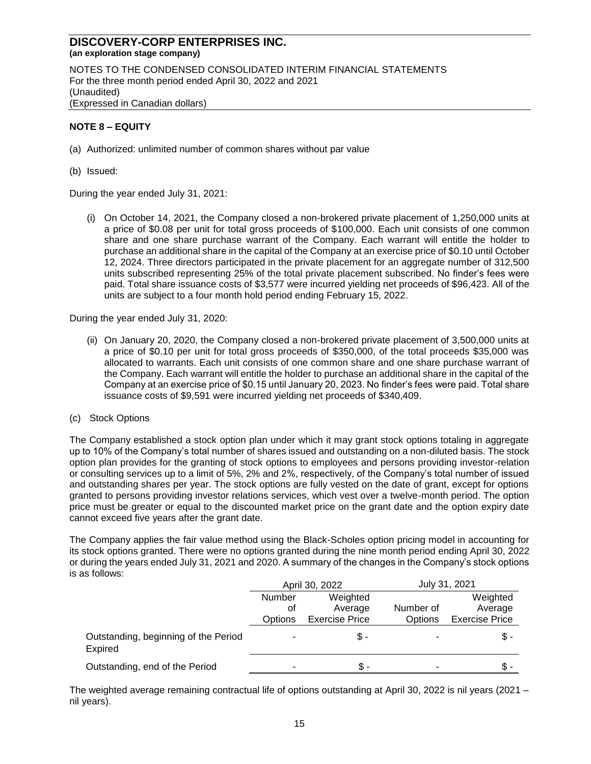# DISCOVERY-CORP ENTERPRISES INC.

**(an exploration stage company)**

NOTES TO THE CONDENSED CONSOLIDATED INTERIM FINANCIAL STATEMENTS
For the three month period ended April 30, 2022 and 2021
(Unaudited)
(Expressed in Canadian dollars)

## NOTE 8 – EQUITY

(a) Authorized: unlimited number of common shares without par value

(b) Issued:

During the year ended July 31, 2021:

(i) On October 14, 2021, the Company closed a non-brokered private placement of 1,250,000 units at a price of $0.08 per unit for total gross proceeds of $100,000. Each unit consists of one common share and one share purchase warrant of the Company. Each warrant will entitle the holder to purchase an additional share in the capital of the Company at an exercise price of $0.10 until October 12, 2024. Three directors participated in the private placement for an aggregate number of 312,500 units subscribed representing 25% of the total private placement subscribed. No finder's fees were paid. Total share issuance costs of $3,577 were incurred yielding net proceeds of $96,423. All of the units are subject to a four month hold period ending February 15, 2022.

During the year ended July 31, 2020:

(ii) On January 20, 2020, the Company closed a non-brokered private placement of 3,500,000 units at a price of $0.10 per unit for total gross proceeds of $350,000, of the total proceeds $35,000 was allocated to warrants. Each unit consists of one common share and one share purchase warrant of the Company. Each warrant will entitle the holder to purchase an additional share in the capital of the Company at an exercise price of $0.15 until January 20, 2023. No finder's fees were paid. Total share issuance costs of $9,591 were incurred yielding net proceeds of $340,409.

(c) Stock Options

The Company established a stock option plan under which it may grant stock options totaling in aggregate up to 10% of the Company's total number of shares issued and outstanding on a non-diluted basis. The stock option plan provides for the granting of stock options to employees and persons providing investor-relation or consulting services up to a limit of 5%, 2% and 2%, respectively, of the Company's total number of issued and outstanding shares per year. The stock options are fully vested on the date of grant, except for options granted to persons providing investor relations services, which vest over a twelve-month period. The option price must be greater or equal to the discounted market price on the grant date and the option expiry date cannot exceed five years after the grant date.

The Company applies the fair value method using the Black-Scholes option pricing model in accounting for its stock options granted. There were no options granted during the nine month period ending April 30, 2022 or during the years ended July 31, 2021 and 2020. A summary of the changes in the Company's stock options is as follows:

| | April 30, 2022 | | July 31, 2021 | |
|---|---|---|---|---|
| | Number of Options | Weighted Average Exercise Price | Number of Options | Weighted Average Exercise Price |
| Outstanding, beginning of the Period | - | $ - | - | $ - |
| Expired | | | | |
| Outstanding, end of the Period | - | $ - | - | $ - |

The weighted average remaining contractual life of options outstanding at April 30, 2022 is nil years (2021 – nil years).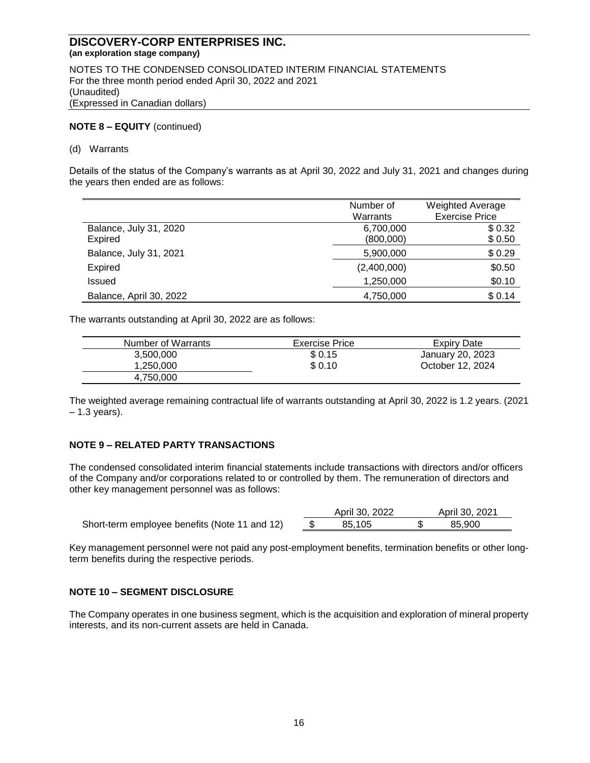# DISCOVERY-CORP ENTERPRISES INC.
**(an exploration stage company)**

NOTES TO THE CONDENSED CONSOLIDATED INTERIM FINANCIAL STATEMENTS
For the three month period ended April 30, 2022 and 2021
(Unaudited)
(Expressed in Canadian dollars)

**NOTE 8 – EQUITY** (continued)

(d) Warrants

Details of the status of the Company's warrants as at April 30, 2022 and July 31, 2021 and changes during the years then ended are as follows:

| | Number of Warrants | Weighted Average Exercise Price |
|---|---|---|
| Balance, July 31, 2020 | 6,700,000 | $ 0.32 |
| Expired | (800,000) | $ 0.50 |
| Balance, July 31, 2021 | 5,900,000 | $ 0.29 |
| Expired | (2,400,000) | $0.50 |
| Issued | 1,250,000 | $0.10 |
| Balance, April 30, 2022 | 4,750,000 | $ 0.14 |

The warrants outstanding at April 30, 2022 are as follows:

| Number of Warrants | Exercise Price | Expiry Date |
|---|---|---|
| 3,500,000 | $ 0.15 | January 20, 2023 |
| 1,250,000 | $ 0.10 | October 12, 2024 |
| 4,750,000 | | |

The weighted average remaining contractual life of warrants outstanding at April 30, 2022 is 1.2 years. (2021 – 1.3 years).

## NOTE 9 – RELATED PARTY TRANSACTIONS

The condensed consolidated interim financial statements include transactions with directors and/or officers of the Company and/or corporations related to or controlled by them. The remuneration of directors and other key management personnel was as follows:

| | April 30, 2022 | April 30, 2021 |
|---|---|---|
| Short-term employee benefits (Note 11 and 12) | $ 85,105 | $ 85,900 |

Key management personnel were not paid any post-employment benefits, termination benefits or other long-term benefits during the respective periods.

## NOTE 10 – SEGMENT DISCLOSURE

The Company operates in one business segment, which is the acquisition and exploration of mineral property interests, and its non-current assets are held in Canada.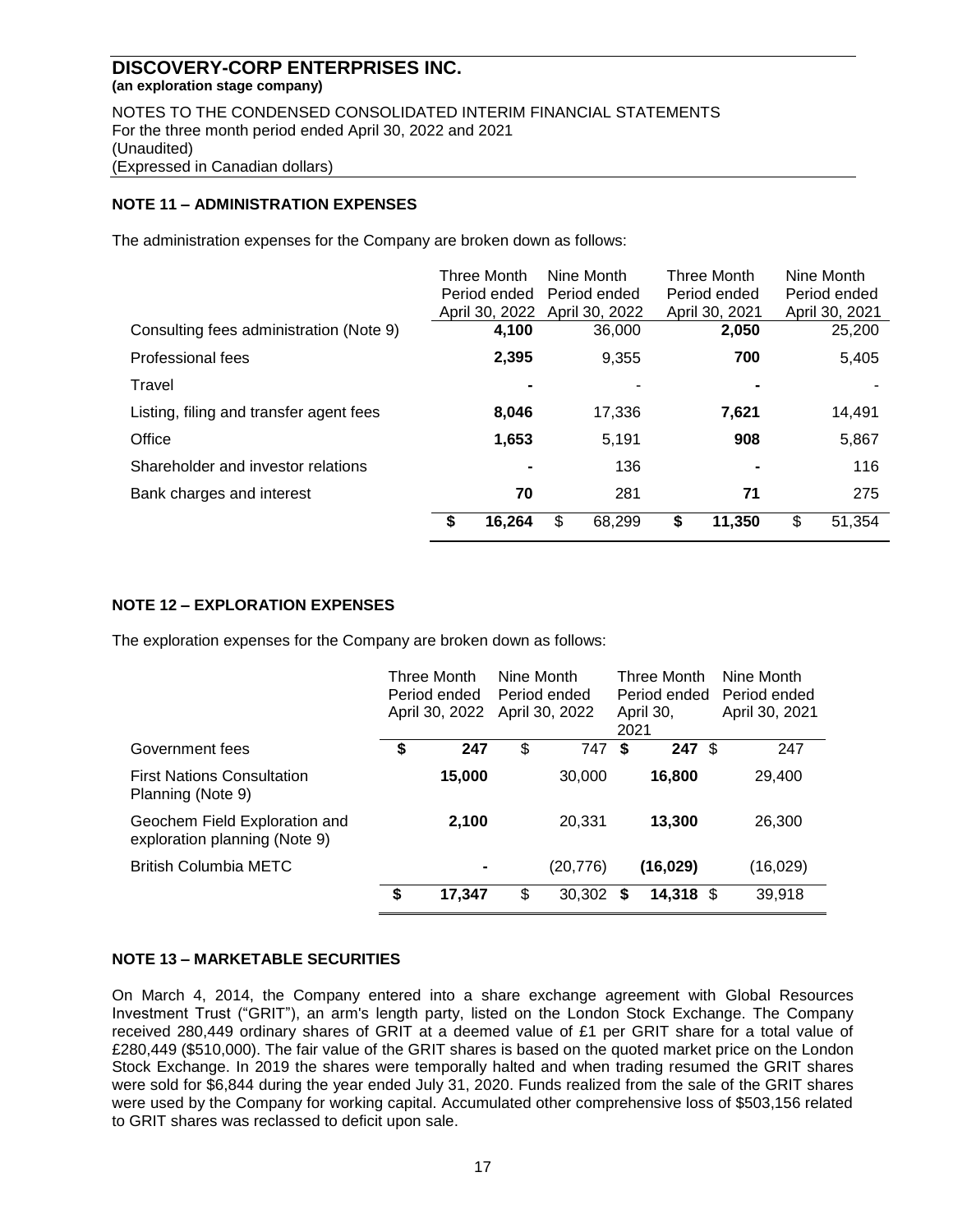# DISCOVERY-CORP ENTERPRISES INC.

**(an exploration stage company)**

NOTES TO THE CONDENSED CONSOLIDATED INTERIM FINANCIAL STATEMENTS
For the three month period ended April 30, 2022 and 2021
(Unaudited)
(Expressed in Canadian dollars)

## NOTE 11 – ADMINISTRATION EXPENSES

The administration expenses for the Company are broken down as follows:

| | Three Month Period ended April 30, 2022 | Nine Month Period ended April 30, 2022 | Three Month Period ended April 30, 2021 | Nine Month Period ended April 30, 2021 |
|---|---|---|---|---|
| Consulting fees administration (Note 9) | **4,100** | 36,000 | **2,050** | 25,200 |
| Professional fees | **2,395** | 9,355 | **700** | 5,405 |
| Travel | **-** | - | **-** | - |
| Listing, filing and transfer agent fees | **8,046** | 17,336 | **7,621** | 14,491 |
| Office | **1,653** | 5,191 | **908** | 5,867 |
| Shareholder and investor relations | **-** | 136 | **-** | 116 |
| Bank charges and interest | **70** | 281 | **71** | 275 |
| | **$ 16,264** | $ 68,299 | **$ 11,350** | $ 51,354 |

## NOTE 12 – EXPLORATION EXPENSES

The exploration expenses for the Company are broken down as follows:

| | Three Month Period ended April 30, 2022 | Nine Month Period ended April 30, 2022 | Three Month Period ended April 30, 2021 | Nine Month Period ended April 30, 2021 |
|---|---|---|---|---|
| Government fees | **$ 247** | $ 747 | **$ 247** | $ 247 |
| First Nations Consultation Planning (Note 9) | **15,000** | 30,000 | **16,800** | 29,400 |
| Geochem Field Exploration and exploration planning (Note 9) | **2,100** | 20,331 | **13,300** | 26,300 |
| British Columbia METC | **-** | (20,776) | **(16,029)** | (16,029) |
| | **$ 17,347** | $ 30,302 | **$ 14,318** | $ 39,918 |

## NOTE 13 – MARKETABLE SECURITIES

On March 4, 2014, the Company entered into a share exchange agreement with Global Resources Investment Trust ("GRIT"), an arm's length party, listed on the London Stock Exchange. The Company received 280,449 ordinary shares of GRIT at a deemed value of £1 per GRIT share for a total value of £280,449 ($510,000). The fair value of the GRIT shares is based on the quoted market price on the London Stock Exchange. In 2019 the shares were temporally halted and when trading resumed the GRIT shares were sold for $6,844 during the year ended July 31, 2020. Funds realized from the sale of the GRIT shares were used by the Company for working capital. Accumulated other comprehensive loss of $503,156 related to GRIT shares was reclassed to deficit upon sale.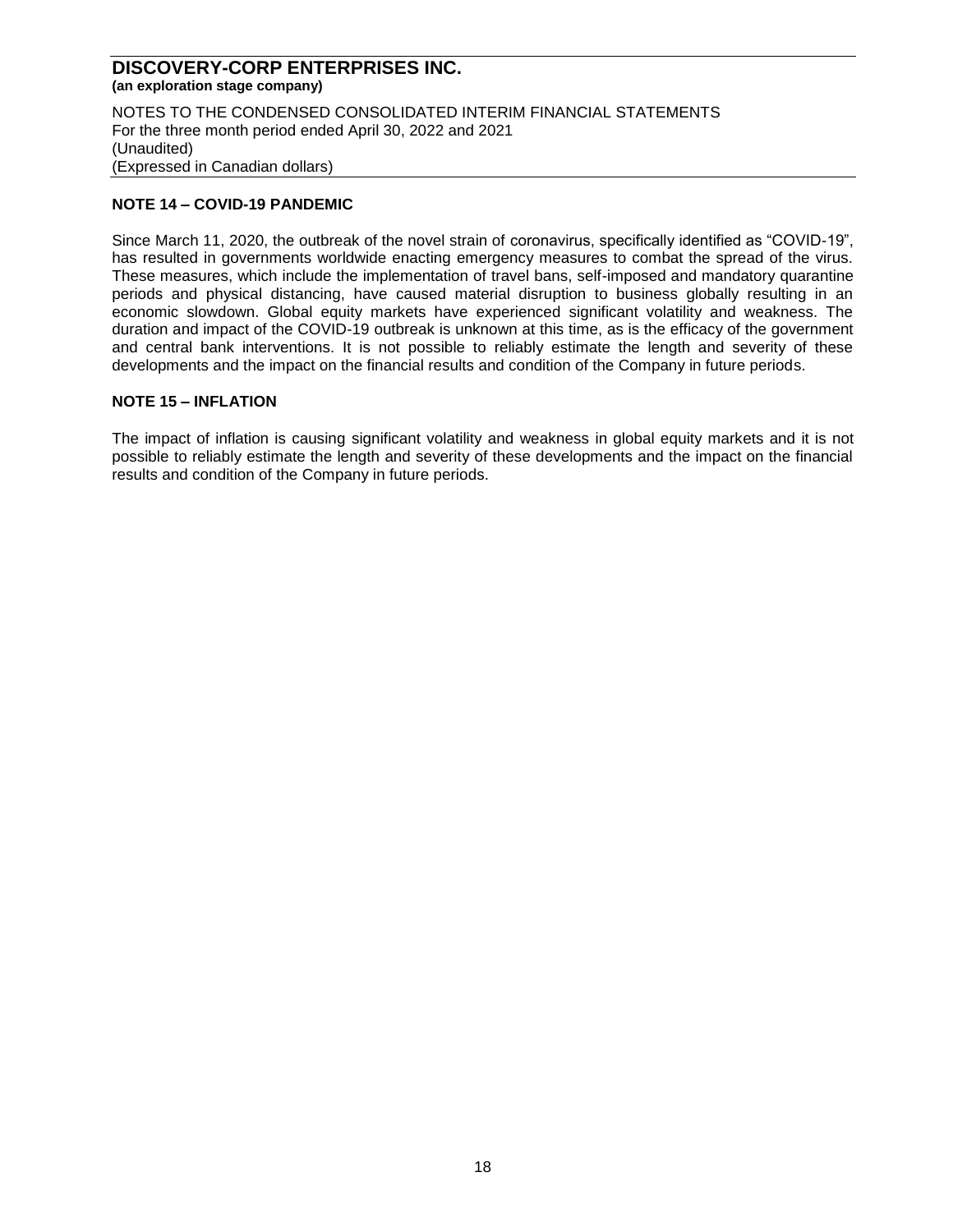## NOTE 14 – COVID-19 PANDEMIC

Since March 11, 2020, the outbreak of the novel strain of coronavirus, specifically identified as "COVID-19", has resulted in governments worldwide enacting emergency measures to combat the spread of the virus. These measures, which include the implementation of travel bans, self-imposed and mandatory quarantine periods and physical distancing, have caused material disruption to business globally resulting in an economic slowdown. Global equity markets have experienced significant volatility and weakness. The duration and impact of the COVID-19 outbreak is unknown at this time, as is the efficacy of the government and central bank interventions. It is not possible to reliably estimate the length and severity of these developments and the impact on the financial results and condition of the Company in future periods.

## NOTE 15 – INFLATION

The impact of inflation is causing significant volatility and weakness in global equity markets and it is not possible to reliably estimate the length and severity of these developments and the impact on the financial results and condition of the Company in future periods.